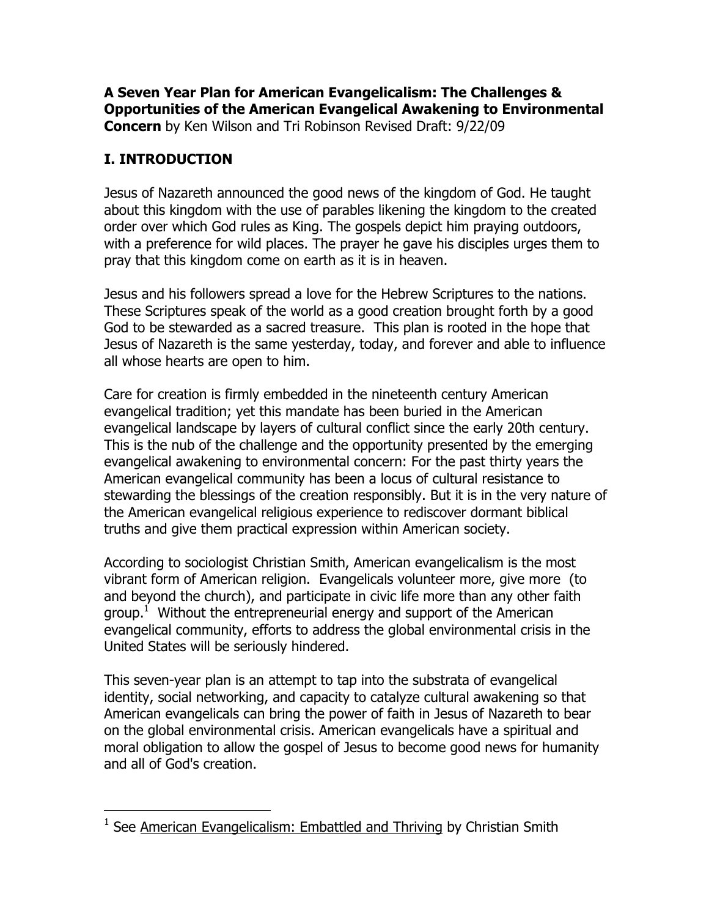**A Seven Year Plan for American Evangelicalism: The Challenges & Opportunities of the American Evangelical Awakening to Environmental Concern** by Ken Wilson and Tri Robinson Revised Draft: 9/22/09

## I. INTRODUCTION

Jesus of Nazareth announced the good news of the kingdom of God. He taught about this kingdom with the use of parables likening the kingdom to the created order over which God rules as King. The gospels depict him praying outdoors, with a preference for wild places. The prayer he gave his disciples urges them to pray that this kingdom come on earth as it is in heaven.

Jesus and his followers spread a love for the Hebrew Scriptures to the nations. These Scriptures speak of the world as a good creation brought forth by a good God to be stewarded as a sacred treasure. This plan is rooted in the hope that Jesus of Nazareth is the same yesterday, today, and forever and able to influence all whose hearts are open to him.

Care for creation is firmly embedded in the nineteenth century American evangelical tradition; yet this mandate has been buried in the American evangelical landscape by layers of cultural conflict since the early 20th century. This is the nub of the challenge and the opportunity presented by the emerging evangelical awakening to environmental concern: For the past thirty years the American evangelical community has been a locus of cultural resistance to stewarding the blessings of the creation responsibly. But it is in the very nature of the American evangelical religious experience to rediscover dormant biblical truths and give them practical expression within American society.

According to sociologist Christian Smith, American evangelicalism is the most vibrant form of American religion. Evangelicals volunteer more, give more (to and beyond the church), and participate in civic life more than any other faith group.[1] Without the entrepreneurial energy and support of the American evangelical community, efforts to address the global environmental crisis in the United States will be seriously hindered.

This seven-year plan is an attempt to tap into the substrata of evangelical identity, social networking, and capacity to catalyze cultural awakening so that American evangelicals can bring the power of faith in Jesus of Nazareth to bear on the global environmental crisis. American evangelicals have a spiritual and moral obligation to allow the gospel of Jesus to become good news for humanity and all of God's creation.

---

[1] See American Evangelicalism: Embattled and Thriving by Christian Smith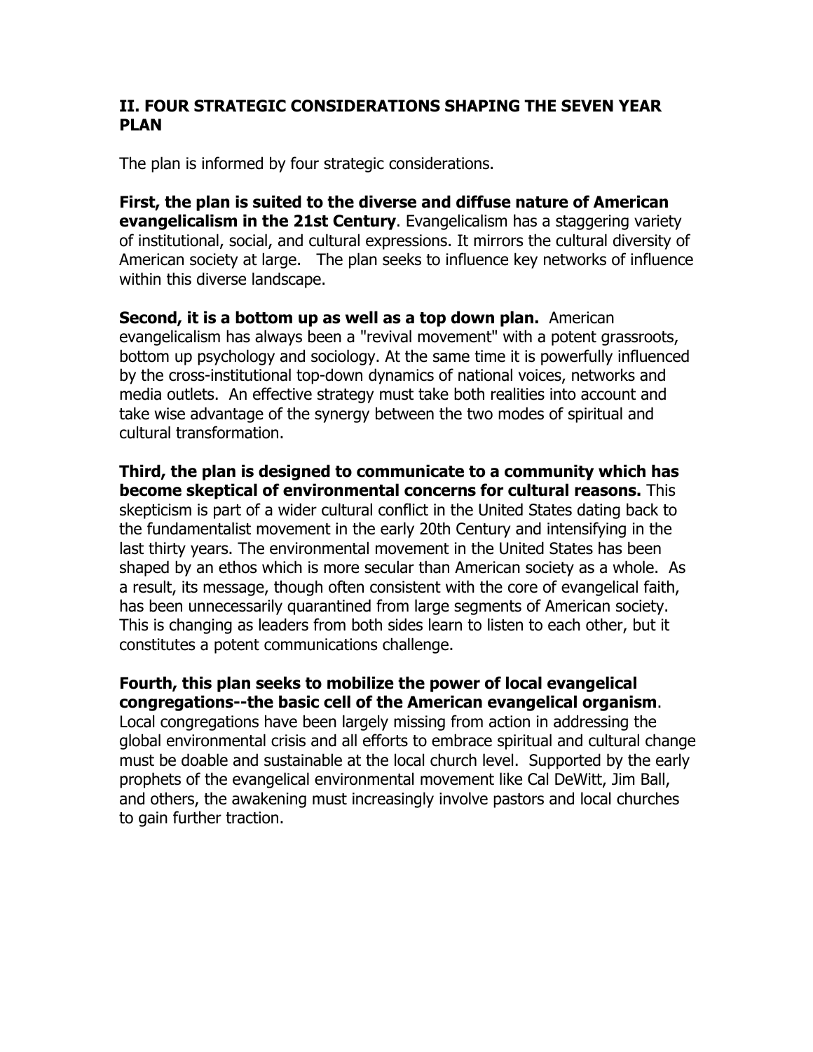## II. FOUR STRATEGIC CONSIDERATIONS SHAPING THE SEVEN YEAR PLAN

The plan is informed by four strategic considerations.

**First, the plan is suited to the diverse and diffuse nature of American evangelicalism in the 21st Century**. Evangelicalism has a staggering variety of institutional, social, and cultural expressions. It mirrors the cultural diversity of American society at large. The plan seeks to influence key networks of influence within this diverse landscape.

**Second, it is a bottom up as well as a top down plan.** American evangelicalism has always been a "revival movement" with a potent grassroots, bottom up psychology and sociology. At the same time it is powerfully influenced by the cross-institutional top-down dynamics of national voices, networks and media outlets. An effective strategy must take both realities into account and take wise advantage of the synergy between the two modes of spiritual and cultural transformation.

**Third, the plan is designed to communicate to a community which has become skeptical of environmental concerns for cultural reasons.** This skepticism is part of a wider cultural conflict in the United States dating back to the fundamentalist movement in the early 20th Century and intensifying in the last thirty years. The environmental movement in the United States has been shaped by an ethos which is more secular than American society as a whole. As a result, its message, though often consistent with the core of evangelical faith, has been unnecessarily quarantined from large segments of American society. This is changing as leaders from both sides learn to listen to each other, but it constitutes a potent communications challenge.

**Fourth, this plan seeks to mobilize the power of local evangelical congregations--the basic cell of the American evangelical organism**. Local congregations have been largely missing from action in addressing the global environmental crisis and all efforts to embrace spiritual and cultural change must be doable and sustainable at the local church level. Supported by the early prophets of the evangelical environmental movement like Cal DeWitt, Jim Ball, and others, the awakening must increasingly involve pastors and local churches to gain further traction.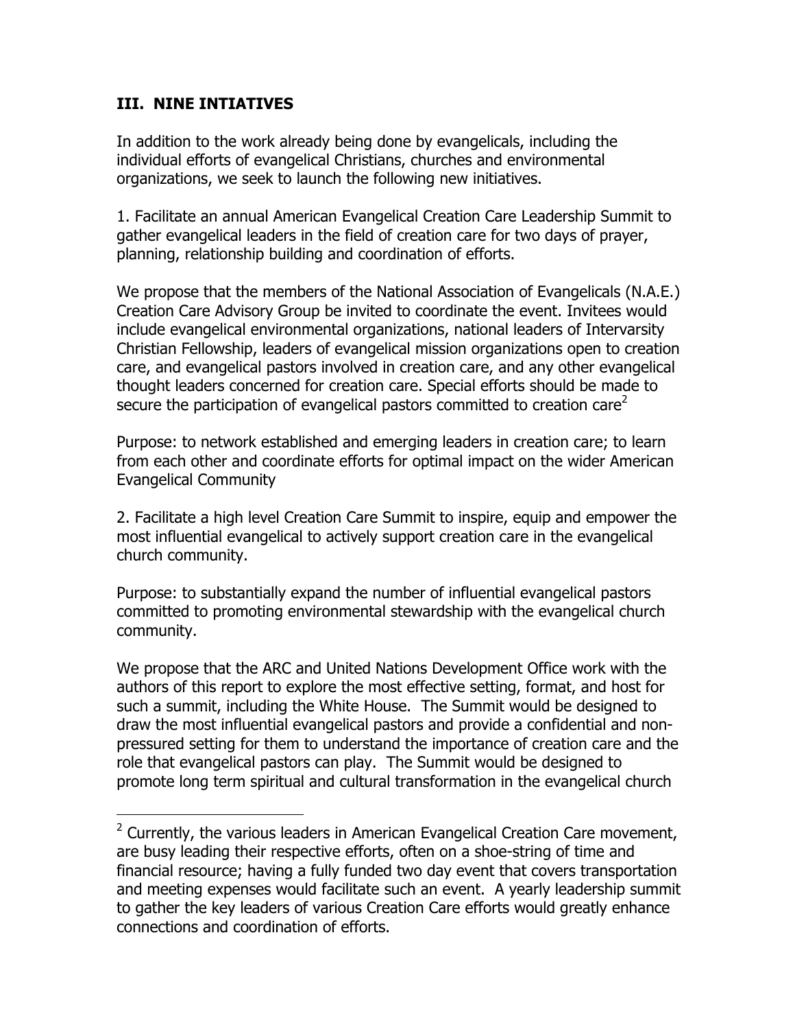## III. NINE INTIATIVES

In addition to the work already being done by evangelicals, including the individual efforts of evangelical Christians, churches and environmental organizations, we seek to launch the following new initiatives.

1. Facilitate an annual American Evangelical Creation Care Leadership Summit to gather evangelical leaders in the field of creation care for two days of prayer, planning, relationship building and coordination of efforts.

We propose that the members of the National Association of Evangelicals (N.A.E.) Creation Care Advisory Group be invited to coordinate the event. Invitees would include evangelical environmental organizations, national leaders of Intervarsity Christian Fellowship, leaders of evangelical mission organizations open to creation care, and evangelical pastors involved in creation care, and any other evangelical thought leaders concerned for creation care. Special efforts should be made to secure the participation of evangelical pastors committed to creation care[2]

Purpose: to network established and emerging leaders in creation care; to learn from each other and coordinate efforts for optimal impact on the wider American Evangelical Community

2. Facilitate a high level Creation Care Summit to inspire, equip and empower the most influential evangelical to actively support creation care in the evangelical church community.

Purpose: to substantially expand the number of influential evangelical pastors committed to promoting environmental stewardship with the evangelical church community.

We propose that the ARC and United Nations Development Office work with the authors of this report to explore the most effective setting, format, and host for such a summit, including the White House. The Summit would be designed to draw the most influential evangelical pastors and provide a confidential and non-pressured setting for them to understand the importance of creation care and the role that evangelical pastors can play. The Summit would be designed to promote long term spiritual and cultural transformation in the evangelical church

---

[2] Currently, the various leaders in American Evangelical Creation Care movement, are busy leading their respective efforts, often on a shoe-string of time and financial resource; having a fully funded two day event that covers transportation and meeting expenses would facilitate such an event. A yearly leadership summit to gather the key leaders of various Creation Care efforts would greatly enhance connections and coordination of efforts.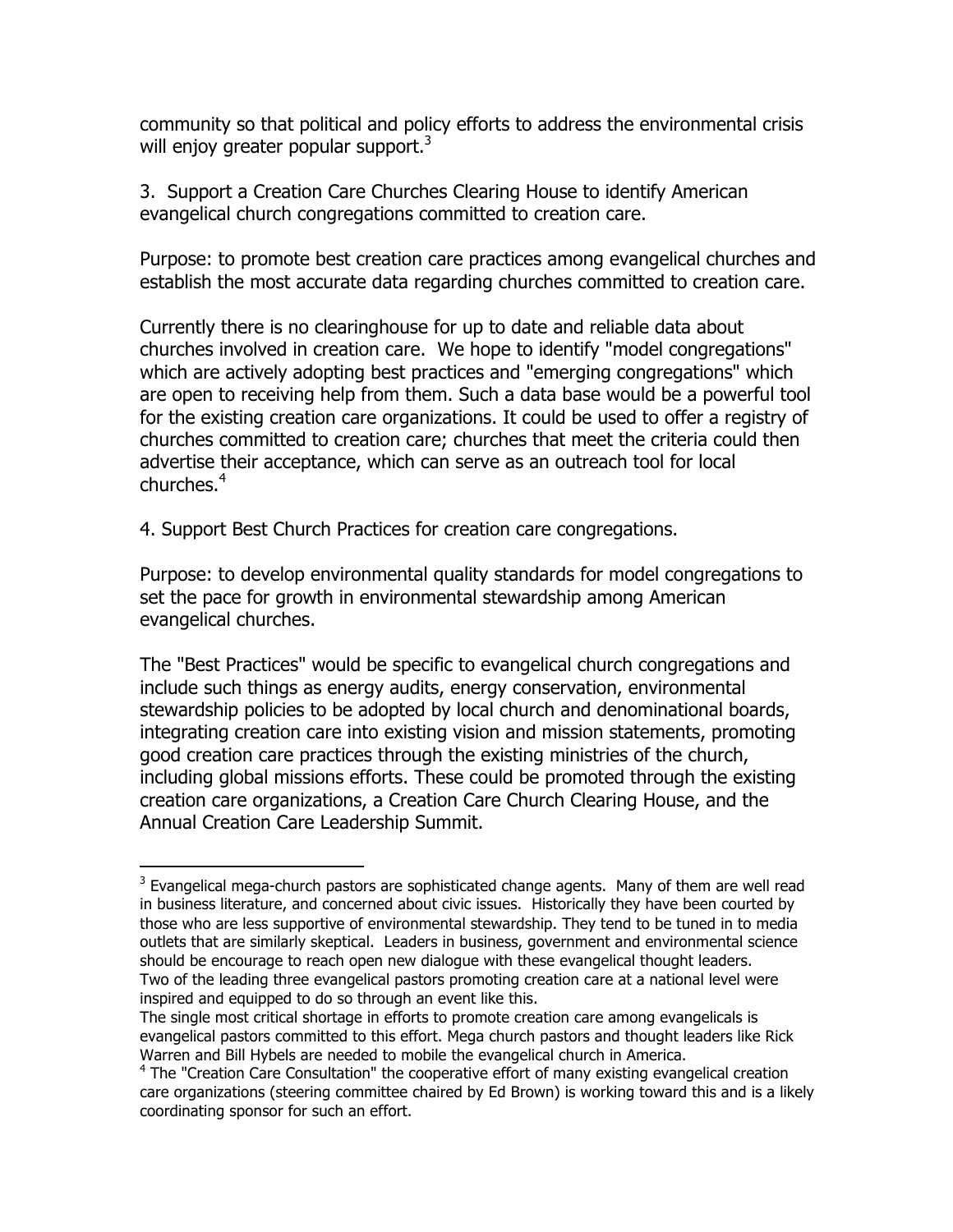community so that political and policy efforts to address the environmental crisis will enjoy greater popular support.[3]

3. Support a Creation Care Churches Clearing House to identify American evangelical church congregations committed to creation care.

Purpose: to promote best creation care practices among evangelical churches and establish the most accurate data regarding churches committed to creation care.

Currently there is no clearinghouse for up to date and reliable data about churches involved in creation care. We hope to identify "model congregations" which are actively adopting best practices and "emerging congregations" which are open to receiving help from them. Such a data base would be a powerful tool for the existing creation care organizations. It could be used to offer a registry of churches committed to creation care; churches that meet the criteria could then advertise their acceptance, which can serve as an outreach tool for local churches.[4]

4. Support Best Church Practices for creation care congregations.

Purpose: to develop environmental quality standards for model congregations to set the pace for growth in environmental stewardship among American evangelical churches.

The "Best Practices" would be specific to evangelical church congregations and include such things as energy audits, energy conservation, environmental stewardship policies to be adopted by local church and denominational boards, integrating creation care into existing vision and mission statements, promoting good creation care practices through the existing ministries of the church, including global missions efforts. These could be promoted through the existing creation care organizations, a Creation Care Church Clearing House, and the Annual Creation Care Leadership Summit.

---

[3] Evangelical mega-church pastors are sophisticated change agents. Many of them are well read in business literature, and concerned about civic issues. Historically they have been courted by those who are less supportive of environmental stewardship. They tend to be tuned in to media outlets that are similarly skeptical. Leaders in business, government and environmental science should be encourage to reach open new dialogue with these evangelical thought leaders. Two of the leading three evangelical pastors promoting creation care at a national level were inspired and equipped to do so through an event like this.
The single most critical shortage in efforts to promote creation care among evangelicals is evangelical pastors committed to this effort. Mega church pastors and thought leaders like Rick Warren and Bill Hybels are needed to mobile the evangelical church in America.

[4] The "Creation Care Consultation" the cooperative effort of many existing evangelical creation care organizations (steering committee chaired by Ed Brown) is working toward this and is a likely coordinating sponsor for such an effort.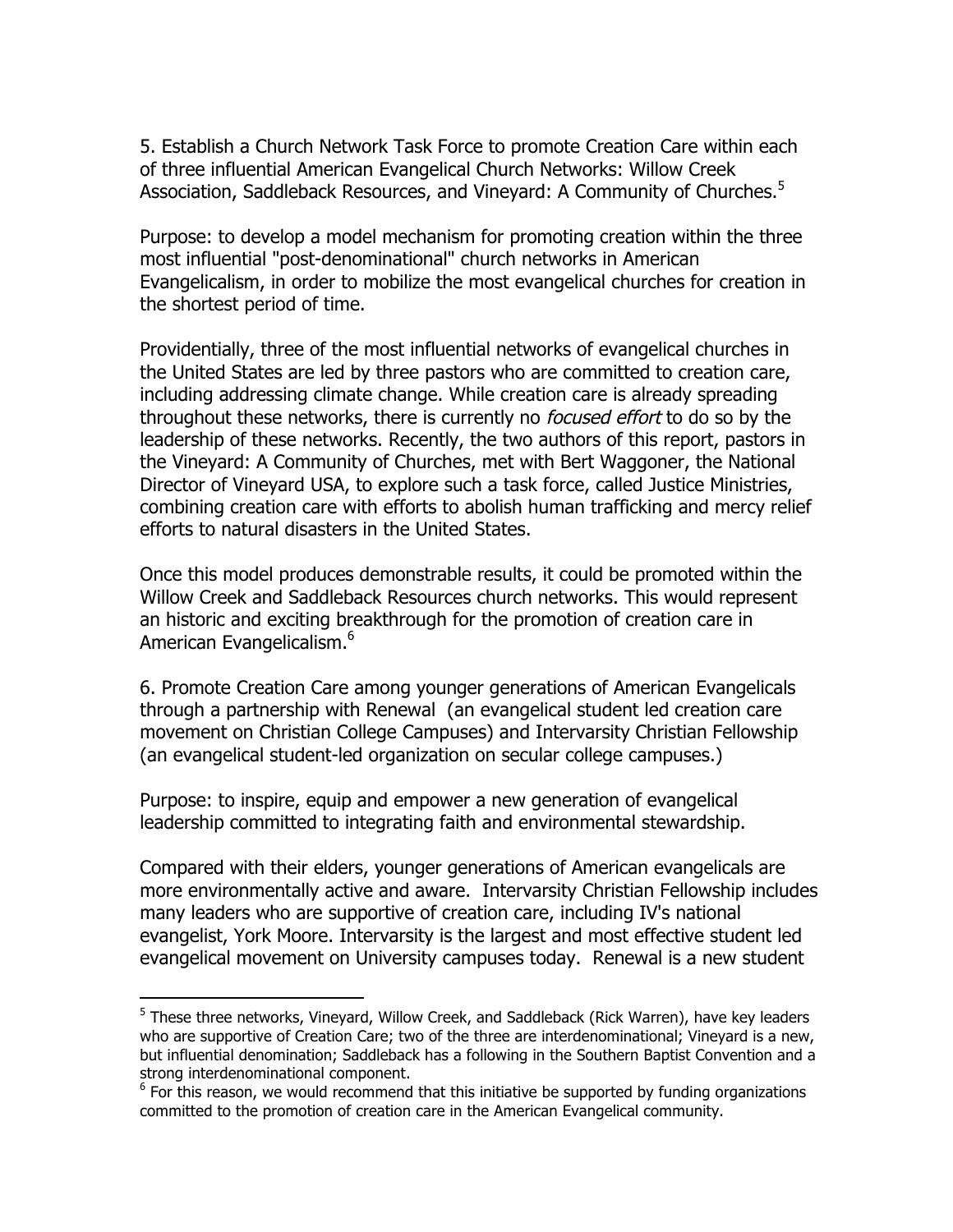5. Establish a Church Network Task Force to promote Creation Care within each of three influential American Evangelical Church Networks: Willow Creek Association, Saddleback Resources, and Vineyard: A Community of Churches.[5]

Purpose: to develop a model mechanism for promoting creation within the three most influential "post-denominational" church networks in American Evangelicalism, in order to mobilize the most evangelical churches for creation in the shortest period of time.

Providentially, three of the most influential networks of evangelical churches in the United States are led by three pastors who are committed to creation care, including addressing climate change. While creation care is already spreading throughout these networks, there is currently no *focused effort* to do so by the leadership of these networks. Recently, the two authors of this report, pastors in the Vineyard: A Community of Churches, met with Bert Waggoner, the National Director of Vineyard USA, to explore such a task force, called Justice Ministries, combining creation care with efforts to abolish human trafficking and mercy relief efforts to natural disasters in the United States.

Once this model produces demonstrable results, it could be promoted within the Willow Creek and Saddleback Resources church networks. This would represent an historic and exciting breakthrough for the promotion of creation care in American Evangelicalism.[6]

6. Promote Creation Care among younger generations of American Evangelicals through a partnership with Renewal (an evangelical student led creation care movement on Christian College Campuses) and Intervarsity Christian Fellowship (an evangelical student-led organization on secular college campuses.)

Purpose: to inspire, equip and empower a new generation of evangelical leadership committed to integrating faith and environmental stewardship.

Compared with their elders, younger generations of American evangelicals are more environmentally active and aware. Intervarsity Christian Fellowship includes many leaders who are supportive of creation care, including IV's national evangelist, York Moore. Intervarsity is the largest and most effective student led evangelical movement on University campuses today. Renewal is a new student

---

[5] These three networks, Vineyard, Willow Creek, and Saddleback (Rick Warren), have key leaders who are supportive of Creation Care; two of the three are interdenominational; Vineyard is a new, but influential denomination; Saddleback has a following in the Southern Baptist Convention and a strong interdenominational component.

[6] For this reason, we would recommend that this initiative be supported by funding organizations committed to the promotion of creation care in the American Evangelical community.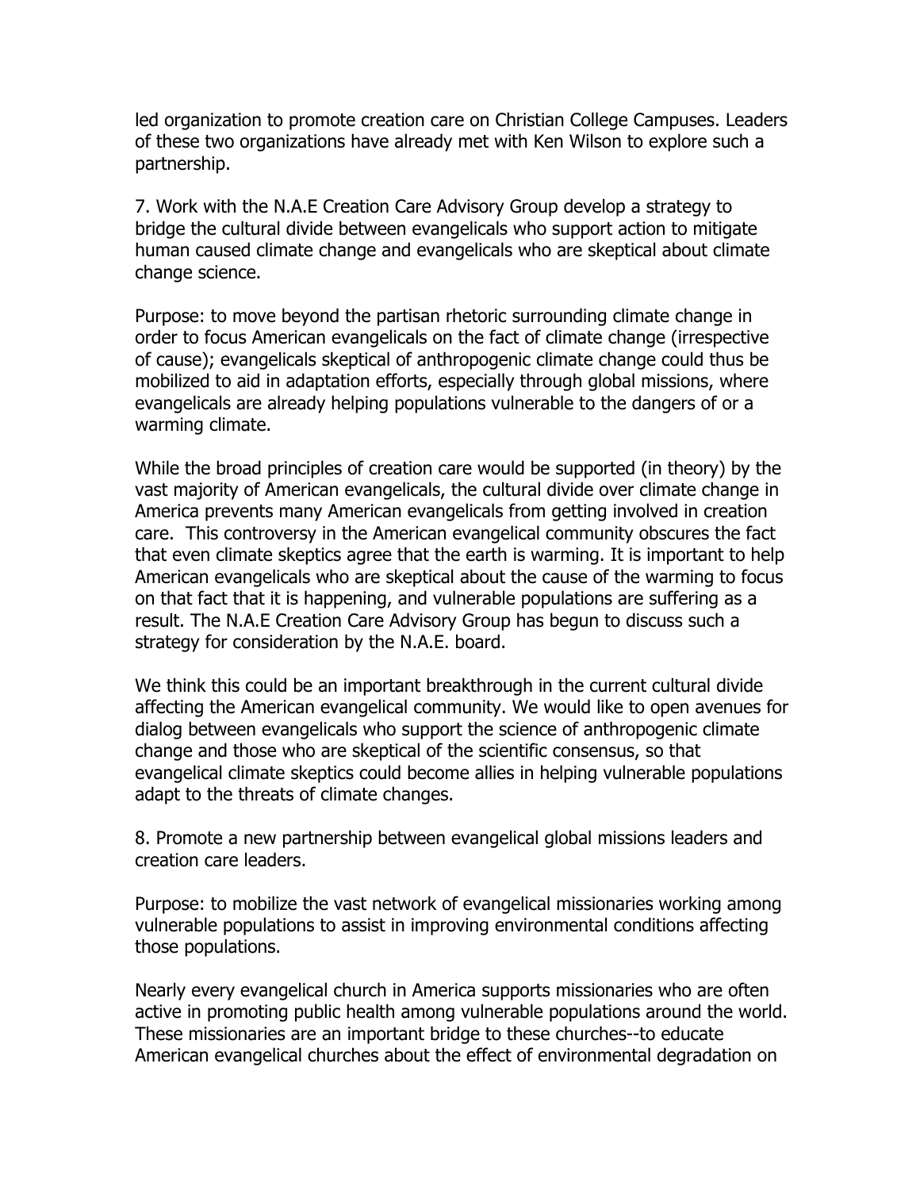led organization to promote creation care on Christian College Campuses. Leaders of these two organizations have already met with Ken Wilson to explore such a partnership.

7. Work with the N.A.E Creation Care Advisory Group develop a strategy to bridge the cultural divide between evangelicals who support action to mitigate human caused climate change and evangelicals who are skeptical about climate change science.

Purpose: to move beyond the partisan rhetoric surrounding climate change in order to focus American evangelicals on the fact of climate change (irrespective of cause); evangelicals skeptical of anthropogenic climate change could thus be mobilized to aid in adaptation efforts, especially through global missions, where evangelicals are already helping populations vulnerable to the dangers of or a warming climate.

While the broad principles of creation care would be supported (in theory) by the vast majority of American evangelicals, the cultural divide over climate change in America prevents many American evangelicals from getting involved in creation care. This controversy in the American evangelical community obscures the fact that even climate skeptics agree that the earth is warming. It is important to help American evangelicals who are skeptical about the cause of the warming to focus on that fact that it is happening, and vulnerable populations are suffering as a result. The N.A.E Creation Care Advisory Group has begun to discuss such a strategy for consideration by the N.A.E. board.

We think this could be an important breakthrough in the current cultural divide affecting the American evangelical community. We would like to open avenues for dialog between evangelicals who support the science of anthropogenic climate change and those who are skeptical of the scientific consensus, so that evangelical climate skeptics could become allies in helping vulnerable populations adapt to the threats of climate changes.

8. Promote a new partnership between evangelical global missions leaders and creation care leaders.

Purpose: to mobilize the vast network of evangelical missionaries working among vulnerable populations to assist in improving environmental conditions affecting those populations.

Nearly every evangelical church in America supports missionaries who are often active in promoting public health among vulnerable populations around the world. These missionaries are an important bridge to these churches--to educate American evangelical churches about the effect of environmental degradation on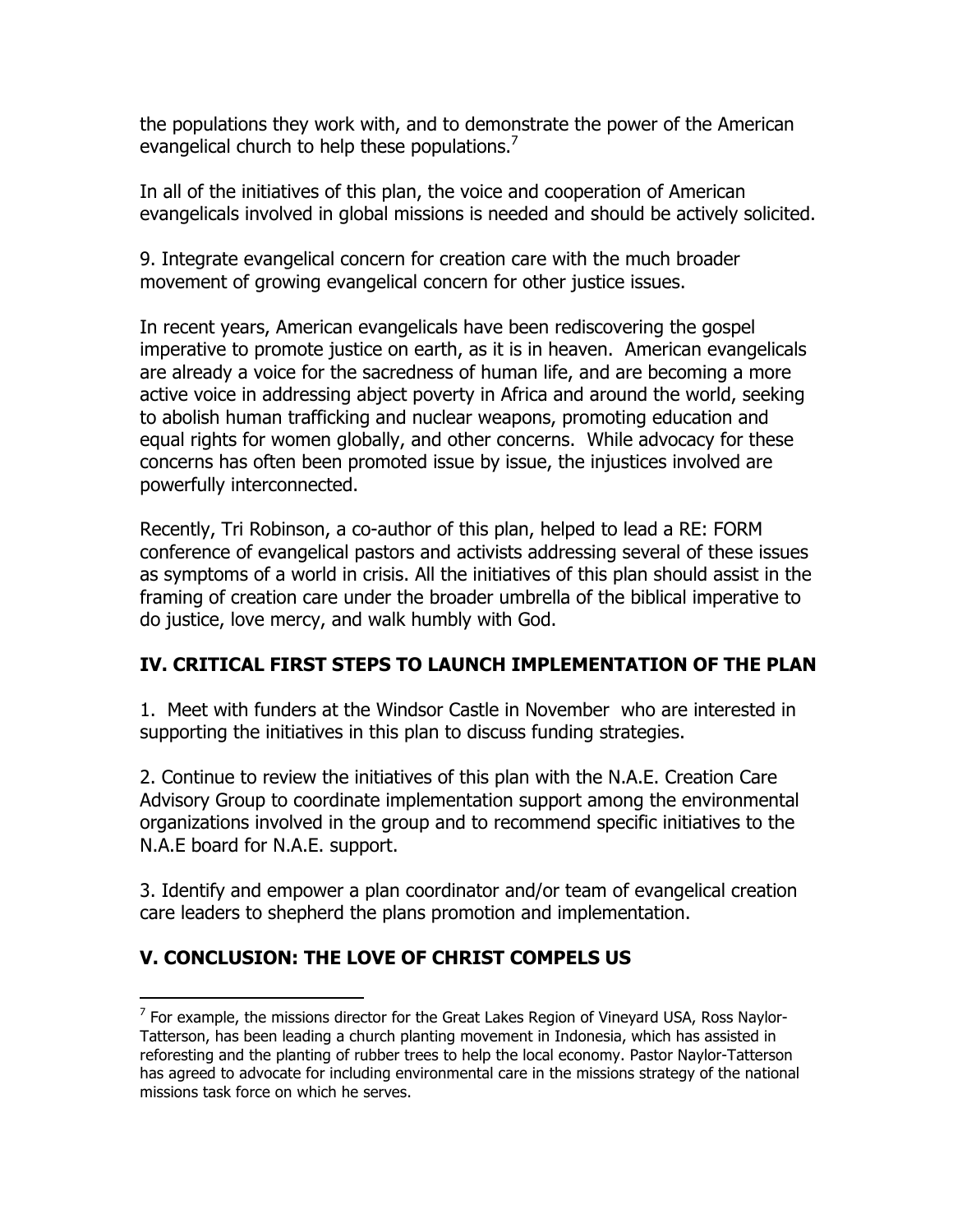the populations they work with, and to demonstrate the power of the American evangelical church to help these populations.[7]

In all of the initiatives of this plan, the voice and cooperation of American evangelicals involved in global missions is needed and should be actively solicited.

9. Integrate evangelical concern for creation care with the much broader movement of growing evangelical concern for other justice issues.

In recent years, American evangelicals have been rediscovering the gospel imperative to promote justice on earth, as it is in heaven. American evangelicals are already a voice for the sacredness of human life, and are becoming a more active voice in addressing abject poverty in Africa and around the world, seeking to abolish human trafficking and nuclear weapons, promoting education and equal rights for women globally, and other concerns. While advocacy for these concerns has often been promoted issue by issue, the injustices involved are powerfully interconnected.

Recently, Tri Robinson, a co-author of this plan, helped to lead a RE: FORM conference of evangelical pastors and activists addressing several of these issues as symptoms of a world in crisis. All the initiatives of this plan should assist in the framing of creation care under the broader umbrella of the biblical imperative to do justice, love mercy, and walk humbly with God.

## IV. CRITICAL FIRST STEPS TO LAUNCH IMPLEMENTATION OF THE PLAN

1. Meet with funders at the Windsor Castle in November who are interested in supporting the initiatives in this plan to discuss funding strategies.

2. Continue to review the initiatives of this plan with the N.A.E. Creation Care Advisory Group to coordinate implementation support among the environmental organizations involved in the group and to recommend specific initiatives to the N.A.E board for N.A.E. support.

3. Identify and empower a plan coordinator and/or team of evangelical creation care leaders to shepherd the plans promotion and implementation.

## V. CONCLUSION: THE LOVE OF CHRIST COMPELS US

---

[7] For example, the missions director for the Great Lakes Region of Vineyard USA, Ross Naylor-Tatterson, has been leading a church planting movement in Indonesia, which has assisted in reforesting and the planting of rubber trees to help the local economy. Pastor Naylor-Tatterson has agreed to advocate for including environmental care in the missions strategy of the national missions task force on which he serves.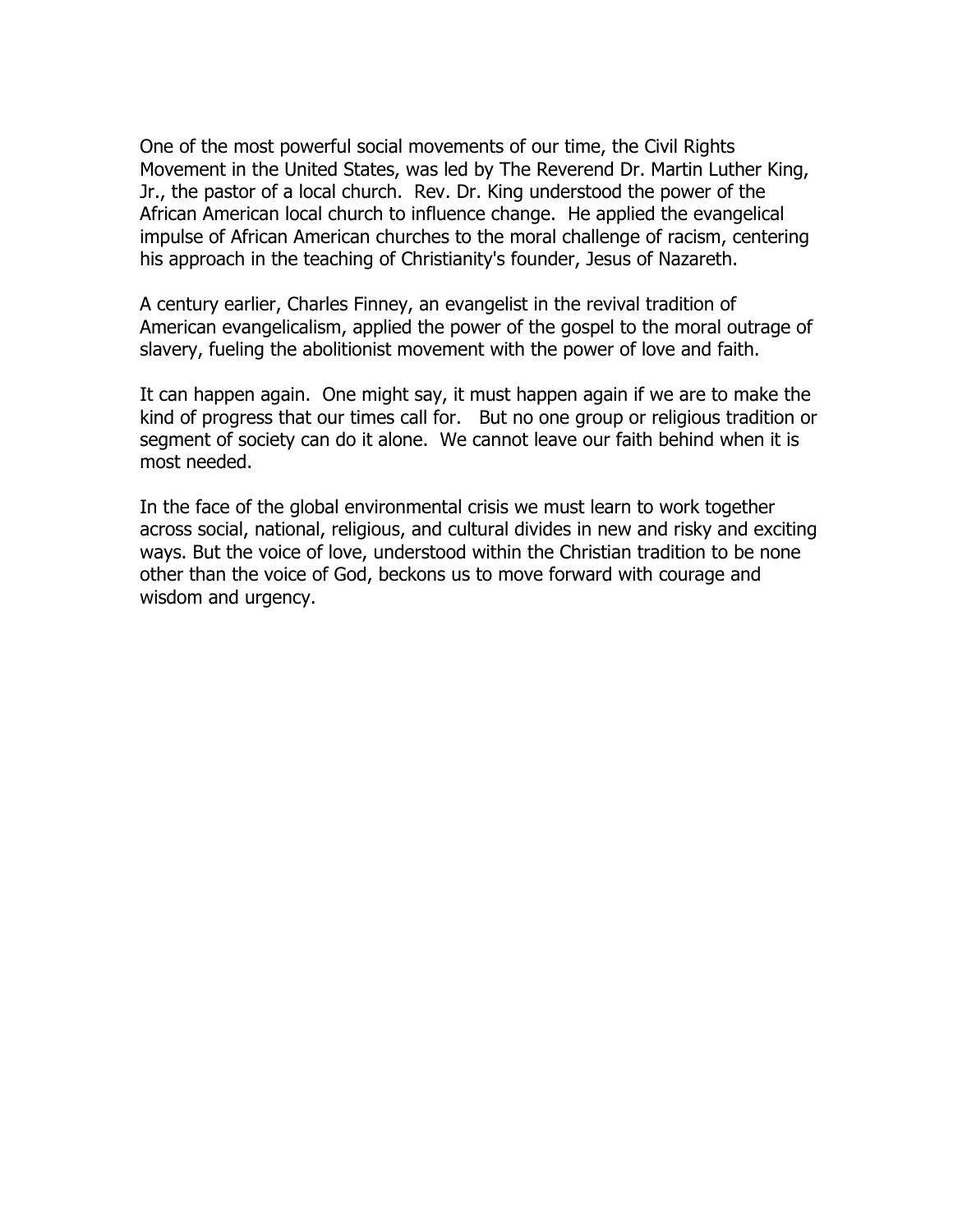One of the most powerful social movements of our time, the Civil Rights Movement in the United States, was led by The Reverend Dr. Martin Luther King, Jr., the pastor of a local church. Rev. Dr. King understood the power of the African American local church to influence change. He applied the evangelical impulse of African American churches to the moral challenge of racism, centering his approach in the teaching of Christianity's founder, Jesus of Nazareth.

A century earlier, Charles Finney, an evangelist in the revival tradition of American evangelicalism, applied the power of the gospel to the moral outrage of slavery, fueling the abolitionist movement with the power of love and faith.

It can happen again. One might say, it must happen again if we are to make the kind of progress that our times call for. But no one group or religious tradition or segment of society can do it alone. We cannot leave our faith behind when it is most needed.

In the face of the global environmental crisis we must learn to work together across social, national, religious, and cultural divides in new and risky and exciting ways. But the voice of love, understood within the Christian tradition to be none other than the voice of God, beckons us to move forward with courage and wisdom and urgency.